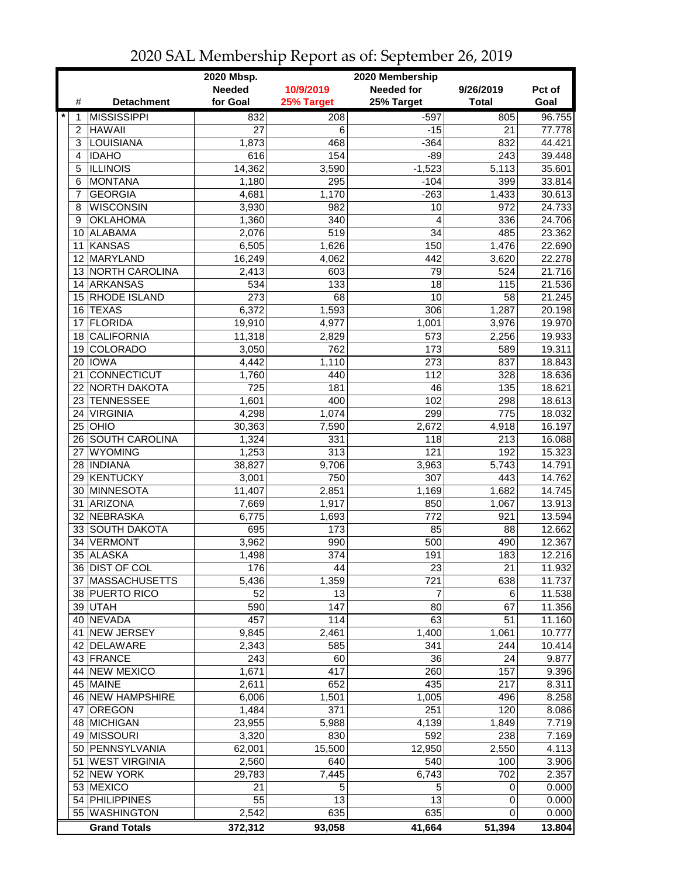# 2020 SAL Membership Report as of: September 26, 2019

| | # | Detachment | 2020 Mbsp. Needed for Goal | 10/9/2019 25% Target | 2020 Membership Needed for 25% Target | 9/26/2019 Total | Pct of Goal |
|---|---|---|---|---|---|---|---|
| * | 1 | MISSISSIPPI | 832 | 208 | -597 | 805 | 96.755 |
| | 2 | HAWAII | 27 | 6 | -15 | 21 | 77.778 |
| | 3 | LOUISIANA | 1,873 | 468 | -364 | 832 | 44.421 |
| | 4 | IDAHO | 616 | 154 | -89 | 243 | 39.448 |
| | 5 | ILLINOIS | 14,362 | 3,590 | -1,523 | 5,113 | 35.601 |
| | 6 | MONTANA | 1,180 | 295 | -104 | 399 | 33.814 |
| | 7 | GEORGIA | 4,681 | 1,170 | -263 | 1,433 | 30.613 |
| | 8 | WISCONSIN | 3,930 | 982 | 10 | 972 | 24.733 |
| | 9 | OKLAHOMA | 1,360 | 340 | 4 | 336 | 24.706 |
| | 10 | ALABAMA | 2,076 | 519 | 34 | 485 | 23.362 |
| | 11 | KANSAS | 6,505 | 1,626 | 150 | 1,476 | 22.690 |
| | 12 | MARYLAND | 16,249 | 4,062 | 442 | 3,620 | 22.278 |
| | 13 | NORTH CAROLINA | 2,413 | 603 | 79 | 524 | 21.716 |
| | 14 | ARKANSAS | 534 | 133 | 18 | 115 | 21.536 |
| | 15 | RHODE ISLAND | 273 | 68 | 10 | 58 | 21.245 |
| | 16 | TEXAS | 6,372 | 1,593 | 306 | 1,287 | 20.198 |
| | 17 | FLORIDA | 19,910 | 4,977 | 1,001 | 3,976 | 19.970 |
| | 18 | CALIFORNIA | 11,318 | 2,829 | 573 | 2,256 | 19.933 |
| | 19 | COLORADO | 3,050 | 762 | 173 | 589 | 19.311 |
| | 20 | IOWA | 4,442 | 1,110 | 273 | 837 | 18.843 |
| | 21 | CONNECTICUT | 1,760 | 440 | 112 | 328 | 18.636 |
| | 22 | NORTH DAKOTA | 725 | 181 | 46 | 135 | 18.621 |
| | 23 | TENNESSEE | 1,601 | 400 | 102 | 298 | 18.613 |
| | 24 | VIRGINIA | 4,298 | 1,074 | 299 | 775 | 18.032 |
| | 25 | OHIO | 30,363 | 7,590 | 2,672 | 4,918 | 16.197 |
| | 26 | SOUTH CAROLINA | 1,324 | 331 | 118 | 213 | 16.088 |
| | 27 | WYOMING | 1,253 | 313 | 121 | 192 | 15.323 |
| | 28 | INDIANA | 38,827 | 9,706 | 3,963 | 5,743 | 14.791 |
| | 29 | KENTUCKY | 3,001 | 750 | 307 | 443 | 14.762 |
| | 30 | MINNESOTA | 11,407 | 2,851 | 1,169 | 1,682 | 14.745 |
| | 31 | ARIZONA | 7,669 | 1,917 | 850 | 1,067 | 13.913 |
| | 32 | NEBRASKA | 6,775 | 1,693 | 772 | 921 | 13.594 |
| | 33 | SOUTH DAKOTA | 695 | 173 | 85 | 88 | 12.662 |
| | 34 | VERMONT | 3,962 | 990 | 500 | 490 | 12.367 |
| | 35 | ALASKA | 1,498 | 374 | 191 | 183 | 12.216 |
| | 36 | DIST OF COL | 176 | 44 | 23 | 21 | 11.932 |
| | 37 | MASSACHUSETTS | 5,436 | 1,359 | 721 | 638 | 11.737 |
| | 38 | PUERTO RICO | 52 | 13 | 7 | 6 | 11.538 |
| | 39 | UTAH | 590 | 147 | 80 | 67 | 11.356 |
| | 40 | NEVADA | 457 | 114 | 63 | 51 | 11.160 |
| | 41 | NEW JERSEY | 9,845 | 2,461 | 1,400 | 1,061 | 10.777 |
| | 42 | DELAWARE | 2,343 | 585 | 341 | 244 | 10.414 |
| | 43 | FRANCE | 243 | 60 | 36 | 24 | 9.877 |
| | 44 | NEW MEXICO | 1,671 | 417 | 260 | 157 | 9.396 |
| | 45 | MAINE | 2,611 | 652 | 435 | 217 | 8.311 |
| | 46 | NEW HAMPSHIRE | 6,006 | 1,501 | 1,005 | 496 | 8.258 |
| | 47 | OREGON | 1,484 | 371 | 251 | 120 | 8.086 |
| | 48 | MICHIGAN | 23,955 | 5,988 | 4,139 | 1,849 | 7.719 |
| | 49 | MISSOURI | 3,320 | 830 | 592 | 238 | 7.169 |
| | 50 | PENNSYLVANIA | 62,001 | 15,500 | 12,950 | 2,550 | 4.113 |
| | 51 | WEST VIRGINIA | 2,560 | 640 | 540 | 100 | 3.906 |
| | 52 | NEW YORK | 29,783 | 7,445 | 6,743 | 702 | 2.357 |
| | 53 | MEXICO | 21 | 5 | 5 | 0 | 0.000 |
| | 54 | PHILIPPINES | 55 | 13 | 13 | 0 | 0.000 |
| | 55 | WASHINGTON | 2,542 | 635 | 635 | 0 | 0.000 |
| | | **Grand Totals** | **372,312** | **93,058** | **41,664** | **51,394** | **13.804** |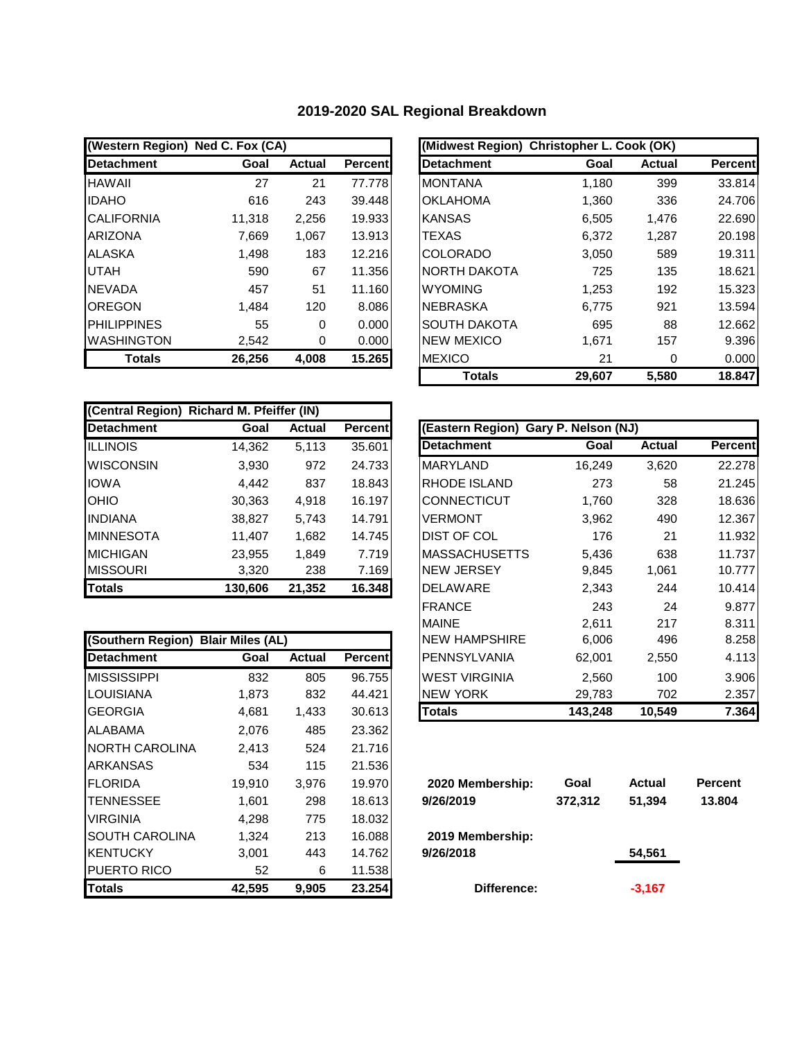# 2019-2020 SAL Regional Breakdown

| (Western Region) Ned C. Fox (CA) | | | |
|---|---|---|---|
| **Detachment** | **Goal** | **Actual** | **Percent** |
| HAWAII | 27 | 21 | 77.778 |
| IDAHO | 616 | 243 | 39.448 |
| CALIFORNIA | 11,318 | 2,256 | 19.933 |
| ARIZONA | 7,669 | 1,067 | 13.913 |
| ALASKA | 1,498 | 183 | 12.216 |
| UTAH | 590 | 67 | 11.356 |
| NEVADA | 457 | 51 | 11.160 |
| OREGON | 1,484 | 120 | 8.086 |
| PHILIPPINES | 55 | 0 | 0.000 |
| WASHINGTON | 2,542 | 0 | 0.000 |
| **Totals** | **26,256** | **4,008** | **15.265** |

| (Midwest Region) Christopher L. Cook (OK) | | | |
|---|---|---|---|
| **Detachment** | **Goal** | **Actual** | **Percent** |
| MONTANA | 1,180 | 399 | 33.814 |
| OKLAHOMA | 1,360 | 336 | 24.706 |
| KANSAS | 6,505 | 1,476 | 22.690 |
| TEXAS | 6,372 | 1,287 | 20.198 |
| COLORADO | 3,050 | 589 | 19.311 |
| NORTH DAKOTA | 725 | 135 | 18.621 |
| WYOMING | 1,253 | 192 | 15.323 |
| NEBRASKA | 6,775 | 921 | 13.594 |
| SOUTH DAKOTA | 695 | 88 | 12.662 |
| NEW MEXICO | 1,671 | 157 | 9.396 |
| MEXICO | 21 | 0 | 0.000 |
| **Totals** | **29,607** | **5,580** | **18.847** |

| (Central Region) Richard M. Pfeiffer (IN) | | | |
|---|---|---|---|
| **Detachment** | **Goal** | **Actual** | **Percent** |
| ILLINOIS | 14,362 | 5,113 | 35.601 |
| WISCONSIN | 3,930 | 972 | 24.733 |
| IOWA | 4,442 | 837 | 18.843 |
| OHIO | 30,363 | 4,918 | 16.197 |
| INDIANA | 38,827 | 5,743 | 14.791 |
| MINNESOTA | 11,407 | 1,682 | 14.745 |
| MICHIGAN | 23,955 | 1,849 | 7.719 |
| MISSOURI | 3,320 | 238 | 7.169 |
| **Totals** | **130,606** | **21,352** | **16.348** |

| (Eastern Region) Gary P. Nelson (NJ) | | | |
|---|---|---|---|
| **Detachment** | **Goal** | **Actual** | **Percent** |
| MARYLAND | 16,249 | 3,620 | 22.278 |
| RHODE ISLAND | 273 | 58 | 21.245 |
| CONNECTICUT | 1,760 | 328 | 18.636 |
| VERMONT | 3,962 | 490 | 12.367 |
| DIST OF COL | 176 | 21 | 11.932 |
| MASSACHUSETTS | 5,436 | 638 | 11.737 |
| NEW JERSEY | 9,845 | 1,061 | 10.777 |
| DELAWARE | 2,343 | 244 | 10.414 |
| FRANCE | 243 | 24 | 9.877 |
| MAINE | 2,611 | 217 | 8.311 |
| NEW HAMPSHIRE | 6,006 | 496 | 8.258 |
| PENNSYLVANIA | 62,001 | 2,550 | 4.113 |
| WEST VIRGINIA | 2,560 | 100 | 3.906 |
| NEW YORK | 29,783 | 702 | 2.357 |
| **Totals** | **143,248** | **10,549** | **7.364** |

| (Southern Region) Blair Miles (AL) | | | |
|---|---|---|---|
| **Detachment** | **Goal** | **Actual** | **Percent** |
| MISSISSIPPI | 832 | 805 | 96.755 |
| LOUISIANA | 1,873 | 832 | 44.421 |
| GEORGIA | 4,681 | 1,433 | 30.613 |
| ALABAMA | 2,076 | 485 | 23.362 |
| NORTH CAROLINA | 2,413 | 524 | 21.716 |
| ARKANSAS | 534 | 115 | 21.536 |
| FLORIDA | 19,910 | 3,976 | 19.970 |
| TENNESSEE | 1,601 | 298 | 18.613 |
| VIRGINIA | 4,298 | 775 | 18.032 |
| SOUTH CAROLINA | 1,324 | 213 | 16.088 |
| KENTUCKY | 3,001 | 443 | 14.762 |
| PUERTO RICO | 52 | 6 | 11.538 |
| **Totals** | **42,595** | **9,905** | **23.254** |

| | Goal | Actual | Percent |
|---|---|---|---|
| **2020 Membership:** 9/26/2019 | **372,312** | **51,394** | **13.804** |
| **2019 Membership:** 9/26/2018 | | **54,561** | |
| **Difference:** | | **-3,167** | |